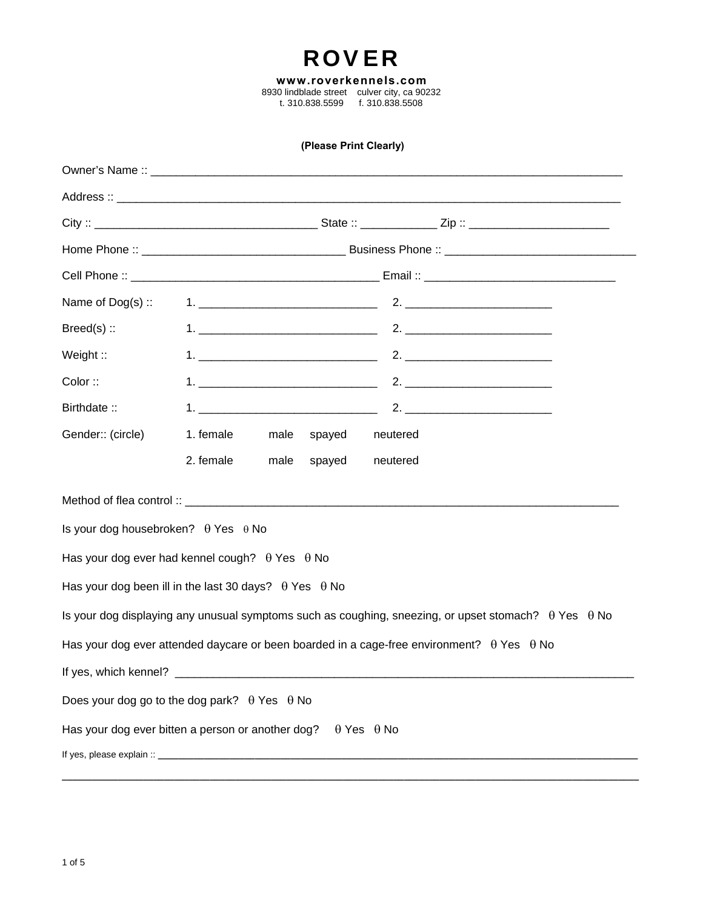# ROVER

**www.roverkennels.com**
8930 lindblade street    culver city, ca 90232
t. 310.838.5599    f. 310.838.5508

**(Please Print Clearly)**

Owner's Name :: ______________________________________________________________

Address :: ___________________________________________________________________

City :: ______________________________ State :: __________ Zip :: ___________________

Home Phone :: ___________________________ Business Phone :: _________________________

Cell Phone :: __________________________________ Email :: __________________________

| | | |
|---|---|---|
| Name of Dog(s) :: | 1. ________________________ | 2. ____________________ |
| Breed(s) :: | 1. ________________________ | 2. ____________________ |
| Weight :: | 1. ________________________ | 2. ____________________ |
| Color :: | 1. ________________________ | 2. ____________________ |
| Birthdate :: | 1. ________________________ | 2. ____________________ |
| Gender:: (circle) | 1. female   male   spayed   neutered | |
| | 2. female   male   spayed   neutered | |

Method of flea control :: _______________________________________________________

Is your dog housebroken?   θ Yes   θ No

Has your dog ever had kennel cough?   θ Yes   θ No

Has your dog been ill in the last 30 days?   θ Yes   θ No

Is your dog displaying any unusual symptoms such as coughing, sneezing, or upset stomach?   θ Yes   θ No

Has your dog ever attended daycare or been boarded in a cage-free environment?   θ Yes   θ No

If yes, which kennel? ___________________________________________________________

Does your dog go to the dog park?   θ Yes   θ No

Has your dog ever bitten a person or another dog?   θ Yes   θ No

If yes, please explain :: ___________________________________________________________

_______________________________________________________________________________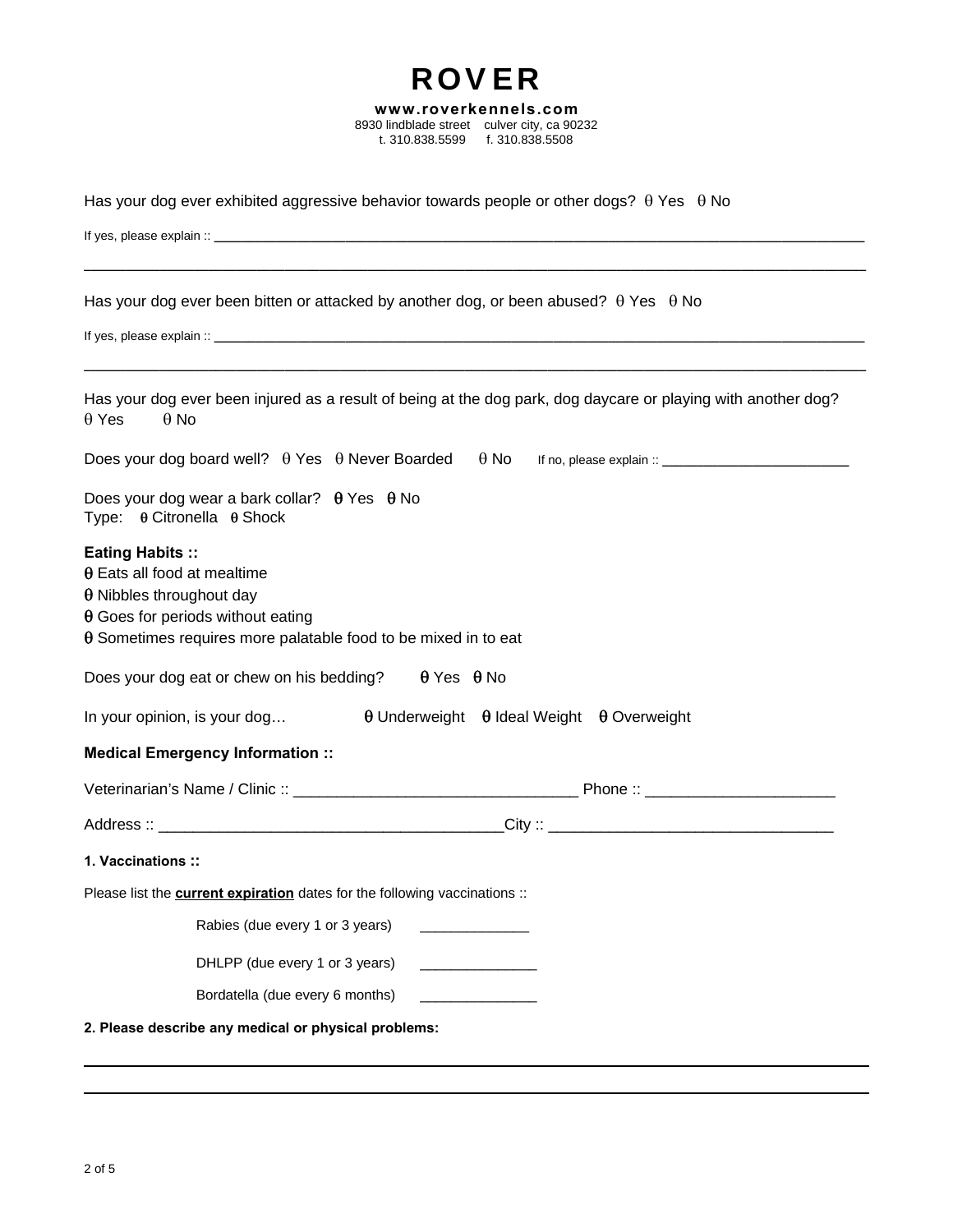# ROVER

**www.roverkennels.com**
8930 lindblade street culver city, ca 90232
t. 310.838.5599 f. 310.838.5508

Has your dog ever exhibited aggressive behavior towards people or other dogs? θ Yes θ No

If yes, please explain :: ______________________________________________________________________________

______________________________________________________________________________________________

Has your dog ever been bitten or attacked by another dog, or been abused? θ Yes θ No

If yes, please explain :: ______________________________________________________________________________

______________________________________________________________________________________________

Has your dog ever been injured as a result of being at the dog park, dog daycare or playing with another dog?
θ Yes θ No

Does your dog board well? θ Yes θ Never Boarded θ No If no, please explain :: ______________________

Does your dog wear a bark collar? θ Yes θ No
Type: θ Citronella θ Shock

**Eating Habits ::**

θ Eats all food at mealtime
θ Nibbles throughout day
θ Goes for periods without eating
θ Sometimes requires more palatable food to be mixed in to eat

Does your dog eat or chew on his bedding? θ Yes θ No

In your opinion, is your dog… θ Underweight θ Ideal Weight θ Overweight

**Medical Emergency Information ::**

Veterinarian's Name / Clinic :: ________________________________ Phone :: _____________________

Address :: ______________________________________City :: ________________________________

**1. Vaccinations ::**

Please list the **current expiration** dates for the following vaccinations ::

Rabies (due every 1 or 3 years) ______________

DHLPP (due every 1 or 3 years) ______________

Bordatella (due every 6 months) ______________

**2. Please describe any medical or physical problems:**

______________________________________________________________________________________________

______________________________________________________________________________________________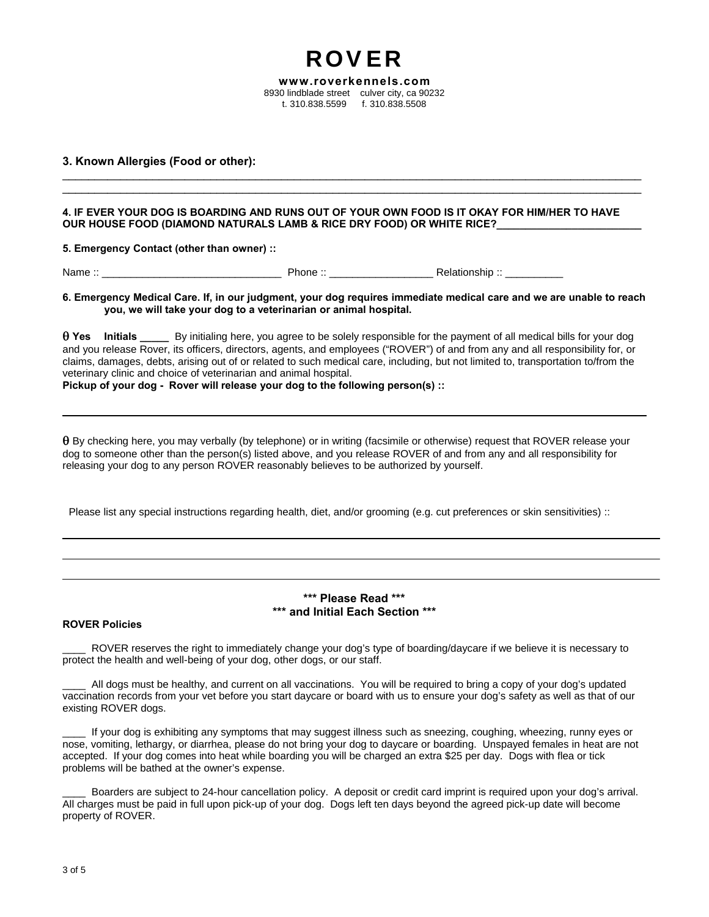# ROVER

**www.roverkennels.com**
8930 lindblade street culver city, ca 90232
t. 310.838.5599 f. 310.838.5508

**3. Known Allergies (Food or other):**

____________________________________________________________________________________________________
____________________________________________________________________________________________________

**4. IF EVER YOUR DOG IS BOARDING AND RUNS OUT OF YOUR OWN FOOD IS IT OKAY FOR HIM/HER TO HAVE OUR HOUSE FOOD (DIAMOND NATURALS LAMB & RICE DRY FOOD) OR WHITE RICE?________________________**

**5. Emergency Contact (other than owner) ::**

Name :: _______________________________ Phone :: __________________ Relationship :: __________

**6. Emergency Medical Care. If, in our judgment, your dog requires immediate medical care and we are unable to reach you, we will take your dog to a veterinarian or animal hospital.**

θ **Yes Initials _____** By initialing here, you agree to be solely responsible for the payment of all medical bills for your dog and you release Rover, its officers, directors, agents, and employees ("ROVER") of and from any and all responsibility for, or claims, damages, debts, arising out of or related to such medical care, including, but not limited to, transportation to/from the veterinary clinic and choice of veterinarian and animal hospital.

**Pickup of your dog - Rover will release your dog to the following person(s) ::**

____________________________________________________________________________________________________

θ By checking here, you may verbally (by telephone) or in writing (facsimile or otherwise) request that ROVER release your dog to someone other than the person(s) listed above, and you release ROVER of and from any and all responsibility for releasing your dog to any person ROVER reasonably believes to be authorized by yourself.

Please list any special instructions regarding health, diet, and/or grooming (e.g. cut preferences or skin sensitivities) ::

____________________________________________________________________________________________________
____________________________________________________________________________________________________
____________________________________________________________________________________________________

**\*\*\* Please Read \*\*\***
**\*\*\* and Initial Each Section \*\*\***

**ROVER Policies**

____ ROVER reserves the right to immediately change your dog's type of boarding/daycare if we believe it is necessary to protect the health and well-being of your dog, other dogs, or our staff.

____ All dogs must be healthy, and current on all vaccinations. You will be required to bring a copy of your dog's updated vaccination records from your vet before you start daycare or board with us to ensure your dog's safety as well as that of our existing ROVER dogs.

____ If your dog is exhibiting any symptoms that may suggest illness such as sneezing, coughing, wheezing, runny eyes or nose, vomiting, lethargy, or diarrhea, please do not bring your dog to daycare or boarding. Unspayed females in heat are not accepted. If your dog comes into heat while boarding you will be charged an extra $25 per day. Dogs with flea or tick problems will be bathed at the owner's expense.

____ Boarders are subject to 24-hour cancellation policy. A deposit or credit card imprint is required upon your dog's arrival. All charges must be paid in full upon pick-up of your dog. Dogs left ten days beyond the agreed pick-up date will become property of ROVER.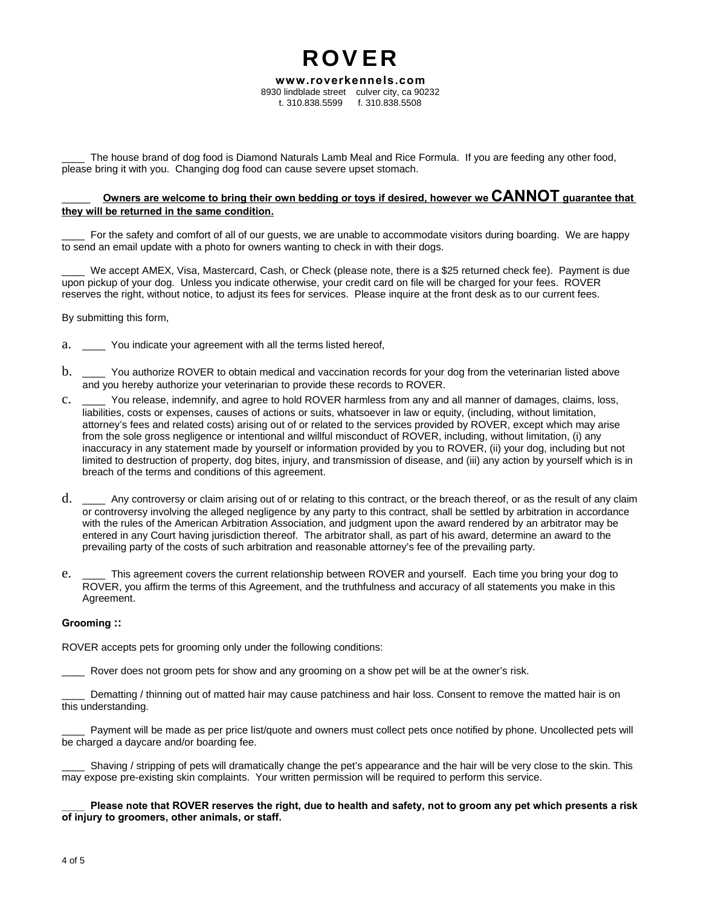// ROVER

**www.roverkennels.com**
8930 lindblade street culver city, ca 90232
t. 310.838.5599 f. 310.838.5508

____ The house brand of dog food is Diamond Naturals Lamb Meal and Rice Formula. If you are feeding any other food, please bring it with you. Changing dog food can cause severe upset stomach.

_____ **Owners are welcome to bring their own bedding or toys if desired, however we CANNOT guarantee that they will be returned in the same condition.**

____ For the safety and comfort of all of our guests, we are unable to accommodate visitors during boarding. We are happy to send an email update with a photo for owners wanting to check in with their dogs.

____ We accept AMEX, Visa, Mastercard, Cash, or Check (please note, there is a $25 returned check fee). Payment is due upon pickup of your dog. Unless you indicate otherwise, your credit card on file will be charged for your fees. ROVER reserves the right, without notice, to adjust its fees for services. Please inquire at the front desk as to our current fees.

By submitting this form,

a. ____ You indicate your agreement with all the terms listed hereof,

b. ____ You authorize ROVER to obtain medical and vaccination records for your dog from the veterinarian listed above and you hereby authorize your veterinarian to provide these records to ROVER.

c. ____ You release, indemnify, and agree to hold ROVER harmless from any and all manner of damages, claims, loss, liabilities, costs or expenses, causes of actions or suits, whatsoever in law or equity, (including, without limitation, attorney's fees and related costs) arising out of or related to the services provided by ROVER, except which may arise from the sole gross negligence or intentional and willful misconduct of ROVER, including, without limitation, (i) any inaccuracy in any statement made by yourself or information provided by you to ROVER, (ii) your dog, including but not limited to destruction of property, dog bites, injury, and transmission of disease, and (iii) any action by yourself which is in breach of the terms and conditions of this agreement.

d. ____ Any controversy or claim arising out of or relating to this contract, or the breach thereof, or as the result of any claim or controversy involving the alleged negligence by any party to this contract, shall be settled by arbitration in accordance with the rules of the American Arbitration Association, and judgment upon the award rendered by an arbitrator may be entered in any Court having jurisdiction thereof. The arbitrator shall, as part of his award, determine an award to the prevailing party of the costs of such arbitration and reasonable attorney's fee of the prevailing party.

e. ____ This agreement covers the current relationship between ROVER and yourself. Each time you bring your dog to ROVER, you affirm the terms of this Agreement, and the truthfulness and accuracy of all statements you make in this Agreement.

**Grooming ::**

ROVER accepts pets for grooming only under the following conditions:

____ Rover does not groom pets for show and any grooming on a show pet will be at the owner's risk.

____ Dematting / thinning out of matted hair may cause patchiness and hair loss. Consent to remove the matted hair is on this understanding.

____ Payment will be made as per price list/quote and owners must collect pets once notified by phone. Uncollected pets will be charged a daycare and/or boarding fee.

____ Shaving / stripping of pets will dramatically change the pet's appearance and the hair will be very close to the skin. This may expose pre-existing skin complaints. Your written permission will be required to perform this service.

____ **Please note that ROVER reserves the right, due to health and safety, not to groom any pet which presents a risk of injury to groomers, other animals, or staff.**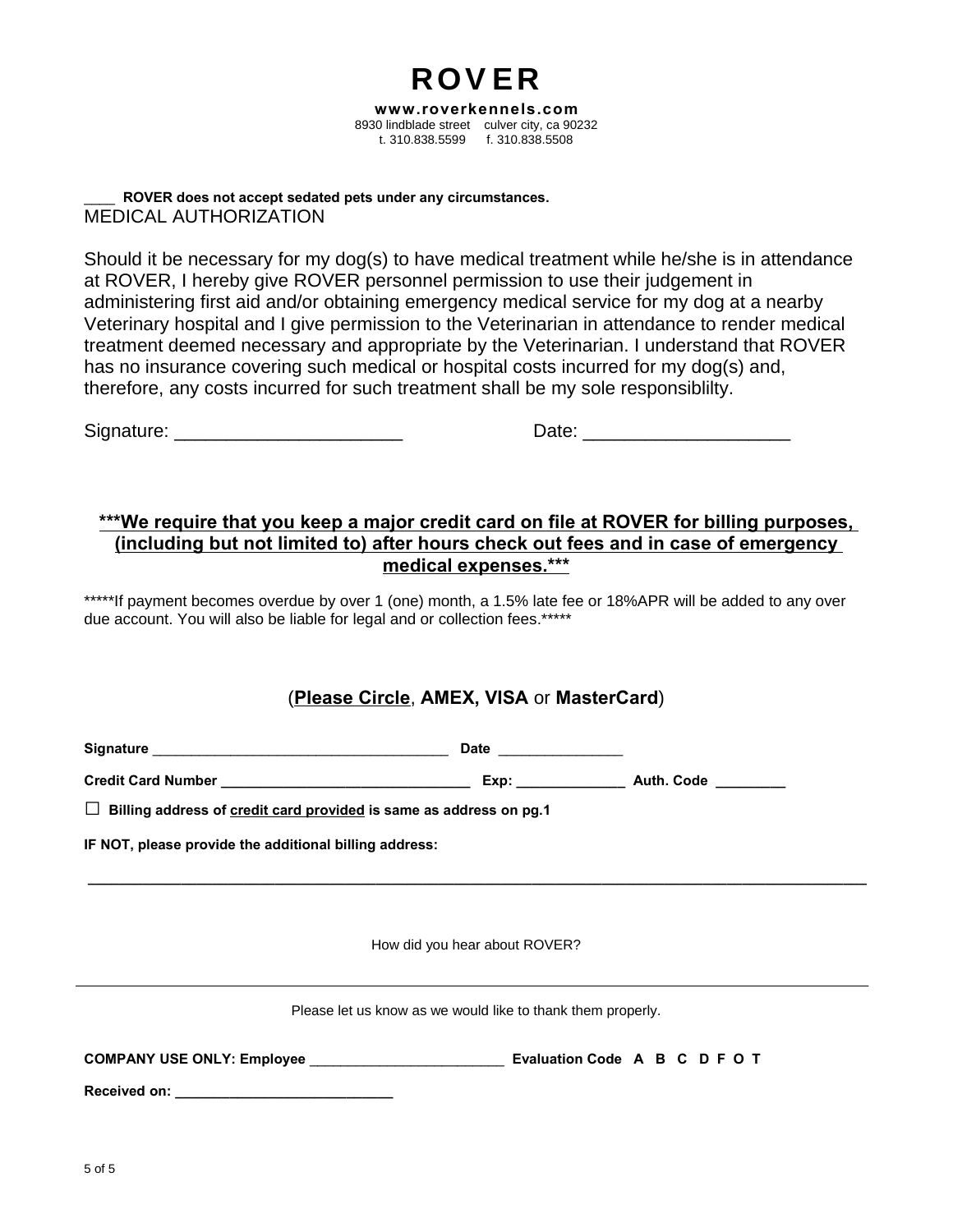# ROVER

**www.roverkennels.com**
8930 lindblade street    culver city, ca 90232
t. 310.838.5599    f. 310.838.5508

____ **ROVER does not accept sedated pets under any circumstances.**

MEDICAL AUTHORIZATION

Should it be necessary for my dog(s) to have medical treatment while he/she is in attendance at ROVER, I hereby give ROVER personnel permission to use their judgement in administering first aid and/or obtaining emergency medical service for my dog at a nearby Veterinary hospital and I give permission to the Veterinarian in attendance to render medical treatment deemed necessary and appropriate by the Veterinarian. I understand that ROVER has no insurance covering such medical or hospital costs incurred for my dog(s) and, therefore, any costs incurred for such treatment shall be my sole responsiblilty.

Signature: ______________________    Date: ____________________

**\*\*\*We require that you keep a major credit card on file at ROVER for billing purposes, (including but not limited to) after hours check out fees and in case of emergency medical expenses.\*\*\***

\*\*\*\*\*If payment becomes overdue by over 1 (one) month, a 1.5% late fee or 18%APR will be added to any over due account. You will also be liable for legal and or collection fees.\*\*\*\*\*

(**Please Circle**, **AMEX, VISA** or **MasterCard**)

**Signature** ____________________________________ **Date** _______________

**Credit Card Number** _______________________________ **Exp:** ______________ **Auth. Code** _________

☐ **Billing address of credit card provided is same as address on pg.1**

**IF NOT, please provide the additional billing address:**

_______________________________________________________________________________

How did you hear about ROVER?

_______________________________________________________________________________

Please let us know as we would like to thank them properly.

**COMPANY USE ONLY: Employee** ________________________ **Evaluation Code A B C D F O T**

**Received on:** ___________________________